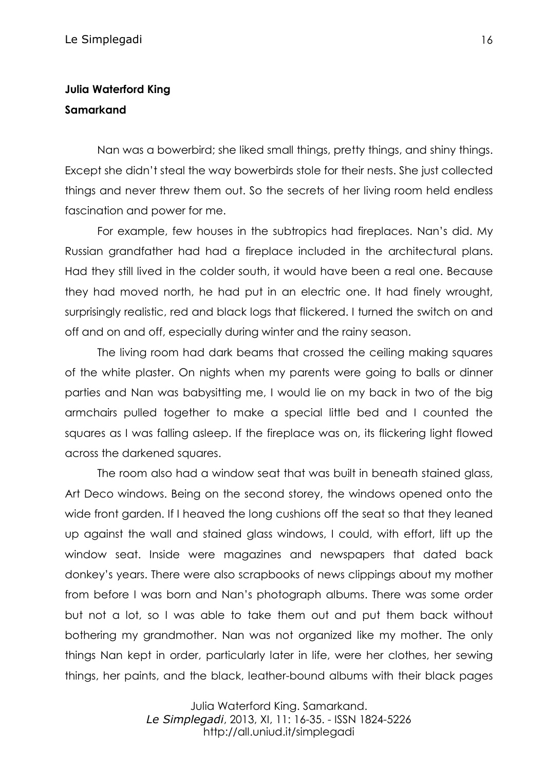**Julia Waterford King**

**Samarkand**

Nan was a bowerbird; she liked small things, pretty things, and shiny things. Except she didn't steal the way bowerbirds stole for their nests. She just collected things and never threw them out. So the secrets of her living room held endless fascination and power for me.

For example, few houses in the subtropics had fireplaces. Nan's did. My Russian grandfather had had a fireplace included in the architectural plans. Had they still lived in the colder south, it would have been a real one. Because they had moved north, he had put in an electric one. It had finely wrought, surprisingly realistic, red and black logs that flickered. I turned the switch on and off and on and off, especially during winter and the rainy season.

The living room had dark beams that crossed the ceiling making squares of the white plaster. On nights when my parents were going to balls or dinner parties and Nan was babysitting me, I would lie on my back in two of the big armchairs pulled together to make a special little bed and I counted the squares as I was falling asleep. If the fireplace was on, its flickering light flowed across the darkened squares.

The room also had a window seat that was built in beneath stained glass, Art Deco windows. Being on the second storey, the windows opened onto the wide front garden. If I heaved the long cushions off the seat so that they leaned up against the wall and stained glass windows, I could, with effort, lift up the window seat. Inside were magazines and newspapers that dated back donkey's years. There were also scrapbooks of news clippings about my mother from before I was born and Nan's photograph albums. There was some order but not a lot, so I was able to take them out and put them back without bothering my grandmother. Nan was not organized like my mother. The only things Nan kept in order, particularly later in life, were her clothes, her sewing things, her paints, and the black, leather-bound albums with their black pages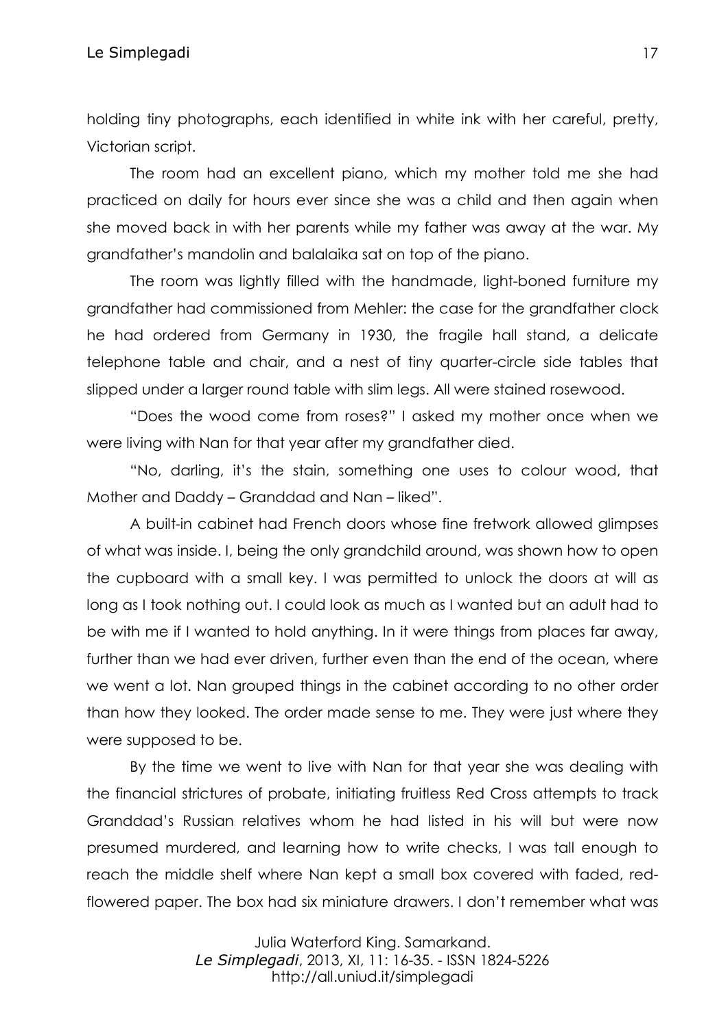holding tiny photographs, each identified in white ink with her careful, pretty, Victorian script.

The room had an excellent piano, which my mother told me she had practiced on daily for hours ever since she was a child and then again when she moved back in with her parents while my father was away at the war. My grandfather's mandolin and balalaika sat on top of the piano.

The room was lightly filled with the handmade, light-boned furniture my grandfather had commissioned from Mehler: the case for the grandfather clock he had ordered from Germany in 1930, the fragile hall stand, a delicate telephone table and chair, and a nest of tiny quarter-circle side tables that slipped under a larger round table with slim legs. All were stained rosewood.

"Does the wood come from roses?" I asked my mother once when we were living with Nan for that year after my grandfather died.

"No, darling, it's the stain, something one uses to colour wood, that Mother and Daddy – Granddad and Nan – liked".

A built-in cabinet had French doors whose fine fretwork allowed glimpses of what was inside. I, being the only grandchild around, was shown how to open the cupboard with a small key. I was permitted to unlock the doors at will as long as I took nothing out. I could look as much as I wanted but an adult had to be with me if I wanted to hold anything. In it were things from places far away, further than we had ever driven, further even than the end of the ocean, where we went a lot. Nan grouped things in the cabinet according to no other order than how they looked. The order made sense to me. They were just where they were supposed to be.

By the time we went to live with Nan for that year she was dealing with the financial strictures of probate, initiating fruitless Red Cross attempts to track Granddad's Russian relatives whom he had listed in his will but were now presumed murdered, and learning how to write checks, I was tall enough to reach the middle shelf where Nan kept a small box covered with faded, red-flowered paper. The box had six miniature drawers. I don't remember what was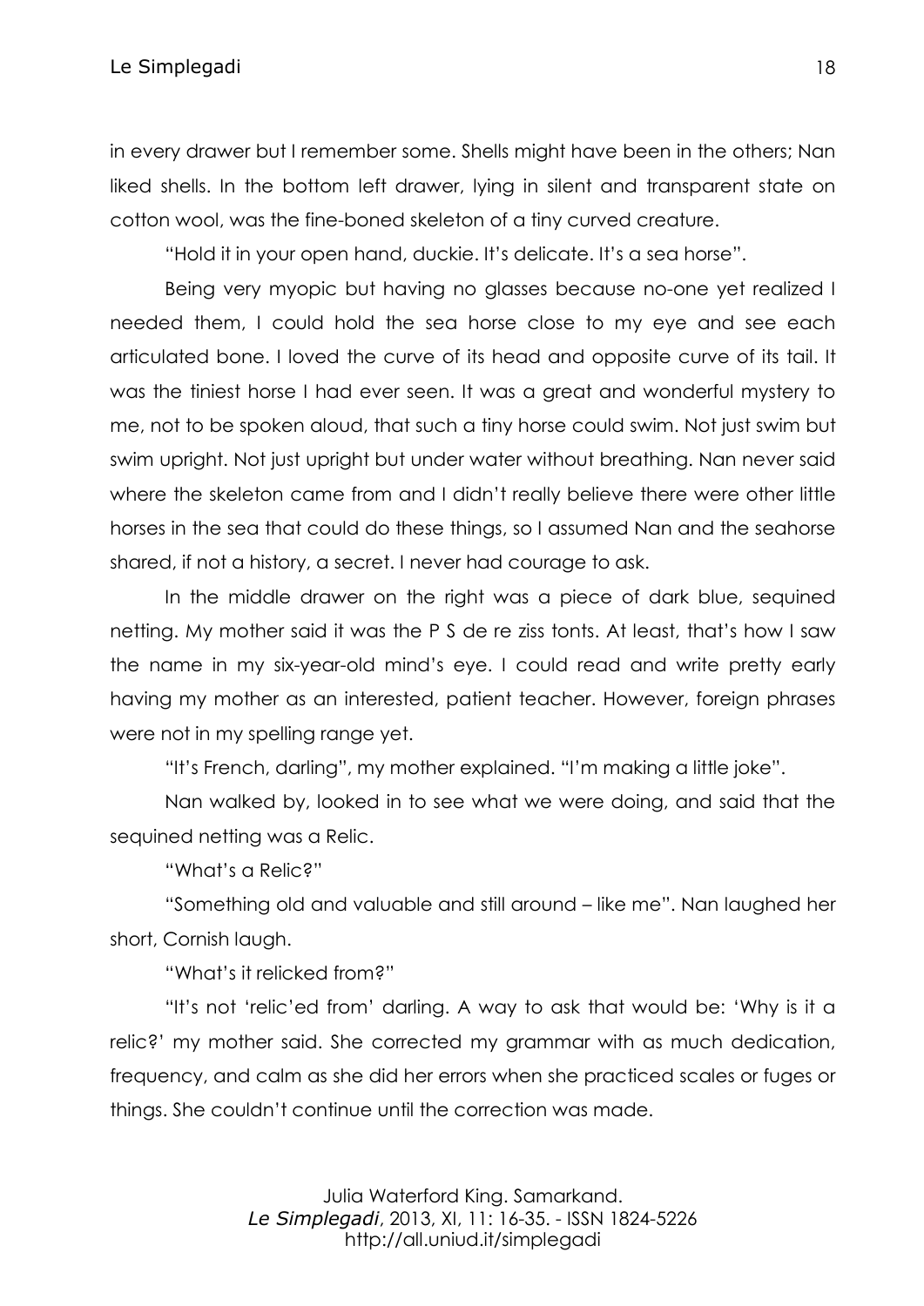in every drawer but I remember some. Shells might have been in the others; Nan liked shells. In the bottom left drawer, lying in silent and transparent state on cotton wool, was the fine-boned skeleton of a tiny curved creature.

"Hold it in your open hand, duckie. It's delicate. It's a sea horse".

Being very myopic but having no glasses because no-one yet realized I needed them, I could hold the sea horse close to my eye and see each articulated bone. I loved the curve of its head and opposite curve of its tail. It was the tiniest horse I had ever seen. It was a great and wonderful mystery to me, not to be spoken aloud, that such a tiny horse could swim. Not just swim but swim upright. Not just upright but under water without breathing. Nan never said where the skeleton came from and I didn't really believe there were other little horses in the sea that could do these things, so I assumed Nan and the seahorse shared, if not a history, a secret. I never had courage to ask.

In the middle drawer on the right was a piece of dark blue, sequined netting. My mother said it was the P S de re ziss tonts. At least, that's how I saw the name in my six-year-old mind's eye. I could read and write pretty early having my mother as an interested, patient teacher. However, foreign phrases were not in my spelling range yet.

"It's French, darling", my mother explained. "I'm making a little joke".

Nan walked by, looked in to see what we were doing, and said that the sequined netting was a Relic.

"What's a Relic?"

"Something old and valuable and still around – like me". Nan laughed her short, Cornish laugh.

"What's it relicked from?"

"It's not 'relic'ed from' darling. A way to ask that would be: 'Why is it a relic?' my mother said. She corrected my grammar with as much dedication, frequency, and calm as she did her errors when she practiced scales or fuges or things. She couldn't continue until the correction was made.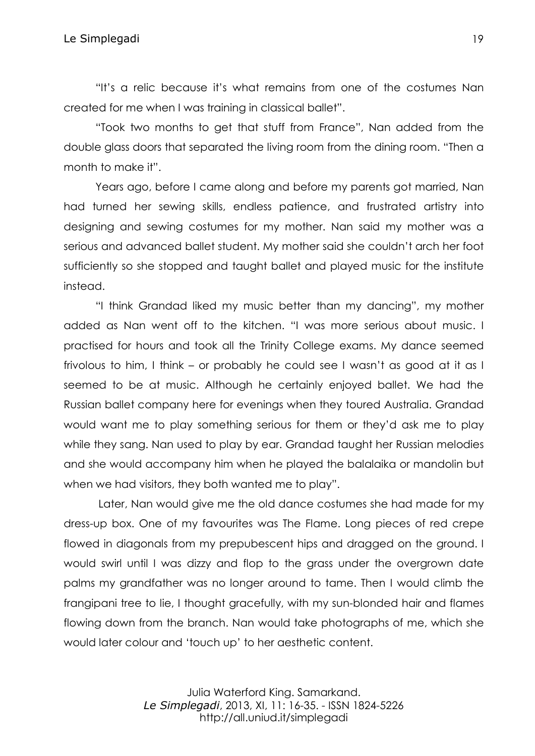"It's a relic because it's what remains from one of the costumes Nan created for me when I was training in classical ballet".

"Took two months to get that stuff from France", Nan added from the double glass doors that separated the living room from the dining room. "Then a month to make it".

Years ago, before I came along and before my parents got married, Nan had turned her sewing skills, endless patience, and frustrated artistry into designing and sewing costumes for my mother. Nan said my mother was a serious and advanced ballet student. My mother said she couldn't arch her foot sufficiently so she stopped and taught ballet and played music for the institute instead.

"I think Grandad liked my music better than my dancing", my mother added as Nan went off to the kitchen. "I was more serious about music. I practised for hours and took all the Trinity College exams. My dance seemed frivolous to him, I think – or probably he could see I wasn't as good at it as I seemed to be at music. Although he certainly enjoyed ballet. We had the Russian ballet company here for evenings when they toured Australia. Grandad would want me to play something serious for them or they'd ask me to play while they sang. Nan used to play by ear. Grandad taught her Russian melodies and she would accompany him when he played the balalaika or mandolin but when we had visitors, they both wanted me to play".

Later, Nan would give me the old dance costumes she had made for my dress-up box. One of my favourites was The Flame. Long pieces of red crepe flowed in diagonals from my prepubescent hips and dragged on the ground. I would swirl until I was dizzy and flop to the grass under the overgrown date palms my grandfather was no longer around to tame. Then I would climb the frangipani tree to lie, I thought gracefully, with my sun-blonded hair and flames flowing down from the branch. Nan would take photographs of me, which she would later colour and 'touch up' to her aesthetic content.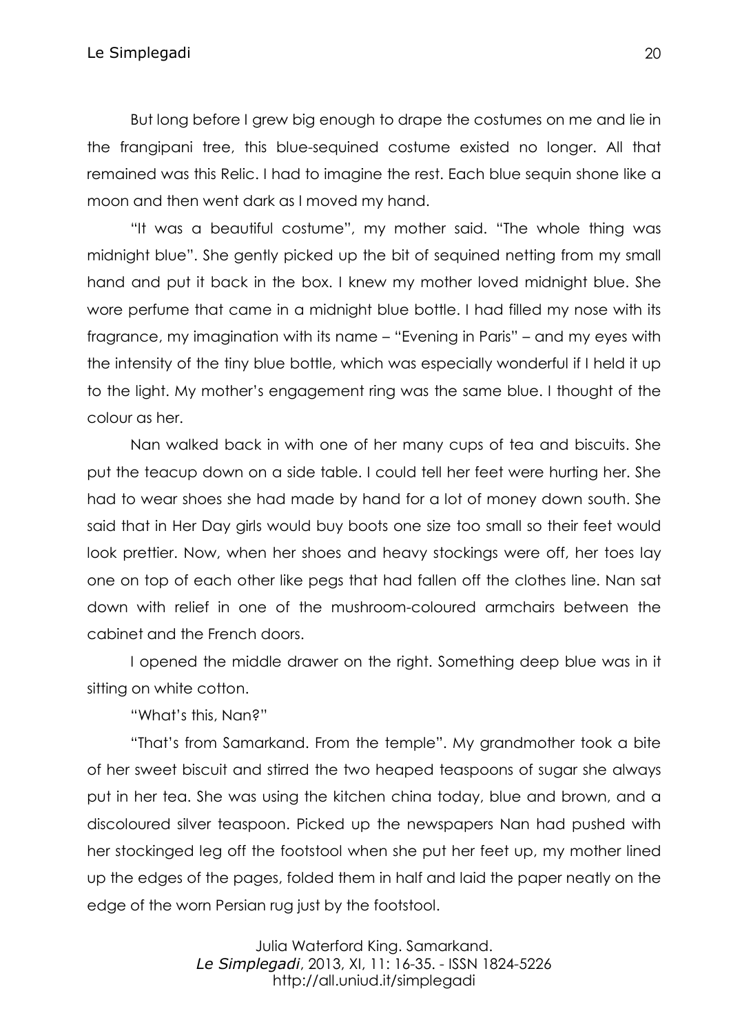But long before I grew big enough to drape the costumes on me and lie in the frangipani tree, this blue-sequined costume existed no longer. All that remained was this Relic. I had to imagine the rest. Each blue sequin shone like a moon and then went dark as I moved my hand.

"It was a beautiful costume", my mother said. "The whole thing was midnight blue". She gently picked up the bit of sequined netting from my small hand and put it back in the box. I knew my mother loved midnight blue. She wore perfume that came in a midnight blue bottle. I had filled my nose with its fragrance, my imagination with its name – "Evening in Paris" – and my eyes with the intensity of the tiny blue bottle, which was especially wonderful if I held it up to the light. My mother's engagement ring was the same blue. I thought of the colour as her.

Nan walked back in with one of her many cups of tea and biscuits. She put the teacup down on a side table. I could tell her feet were hurting her. She had to wear shoes she had made by hand for a lot of money down south. She said that in Her Day girls would buy boots one size too small so their feet would look prettier. Now, when her shoes and heavy stockings were off, her toes lay one on top of each other like pegs that had fallen off the clothes line. Nan sat down with relief in one of the mushroom-coloured armchairs between the cabinet and the French doors.

I opened the middle drawer on the right. Something deep blue was in it sitting on white cotton.

"What's this, Nan?"

"That's from Samarkand. From the temple". My grandmother took a bite of her sweet biscuit and stirred the two heaped teaspoons of sugar she always put in her tea. She was using the kitchen china today, blue and brown, and a discoloured silver teaspoon. Picked up the newspapers Nan had pushed with her stockinged leg off the footstool when she put her feet up, my mother lined up the edges of the pages, folded them in half and laid the paper neatly on the edge of the worn Persian rug just by the footstool.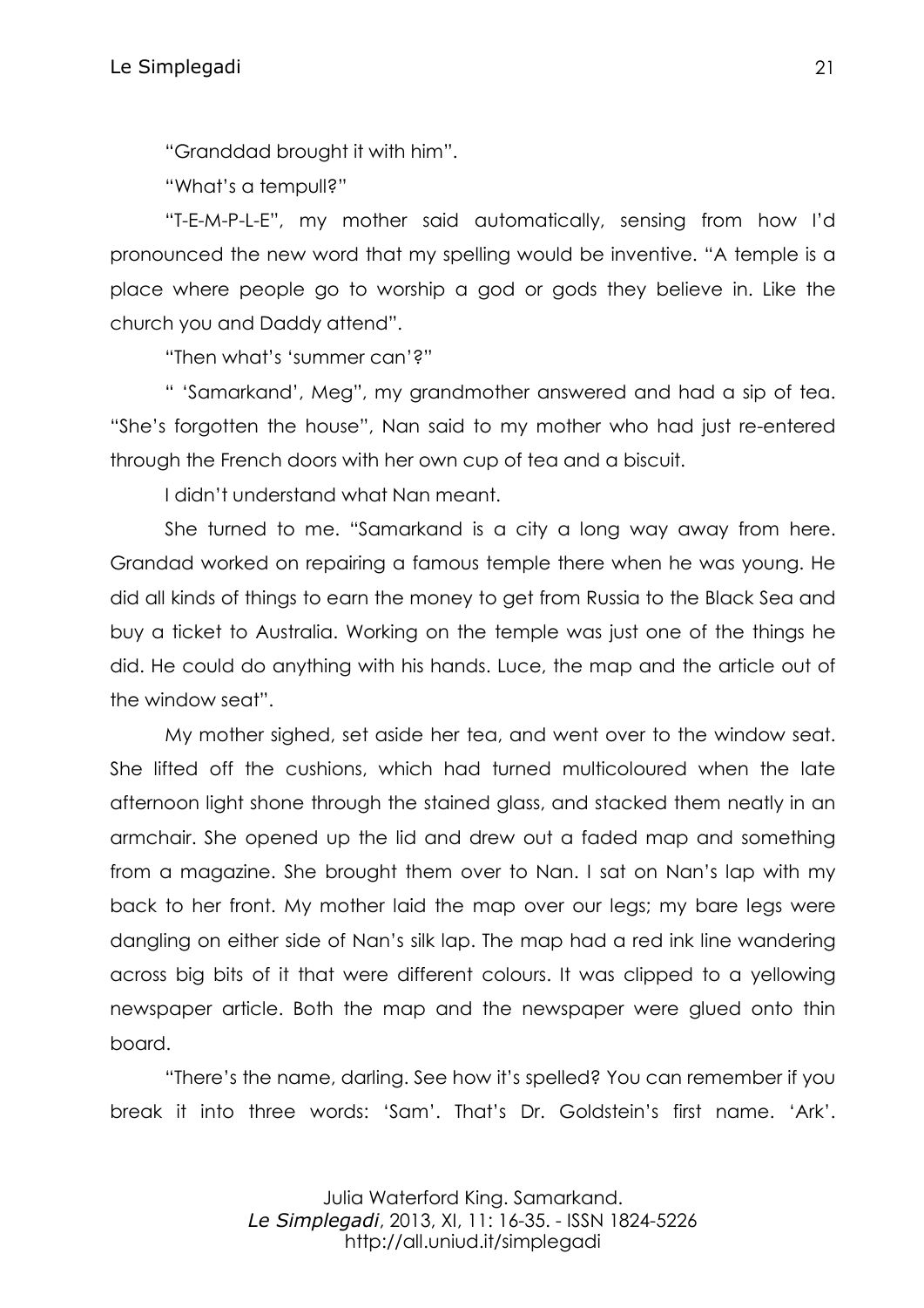"Granddad brought it with him".

"What's a tempull?"

"T-E-M-P-L-E", my mother said automatically, sensing from how I'd pronounced the new word that my spelling would be inventive. "A temple is a place where people go to worship a god or gods they believe in. Like the church you and Daddy attend".

"Then what's 'summer can'?"

" 'Samarkand', Meg", my grandmother answered and had a sip of tea. "She's forgotten the house", Nan said to my mother who had just re-entered through the French doors with her own cup of tea and a biscuit.

I didn't understand what Nan meant.

She turned to me. "Samarkand is a city a long way away from here. Grandad worked on repairing a famous temple there when he was young. He did all kinds of things to earn the money to get from Russia to the Black Sea and buy a ticket to Australia. Working on the temple was just one of the things he did. He could do anything with his hands. Luce, the map and the article out of the window seat".

My mother sighed, set aside her tea, and went over to the window seat. She lifted off the cushions, which had turned multicoloured when the late afternoon light shone through the stained glass, and stacked them neatly in an armchair. She opened up the lid and drew out a faded map and something from a magazine. She brought them over to Nan. I sat on Nan's lap with my back to her front. My mother laid the map over our legs; my bare legs were dangling on either side of Nan's silk lap. The map had a red ink line wandering across big bits of it that were different colours. It was clipped to a yellowing newspaper article. Both the map and the newspaper were glued onto thin board.

"There's the name, darling. See how it's spelled? You can remember if you break it into three words: 'Sam'. That's Dr. Goldstein's first name. 'Ark'.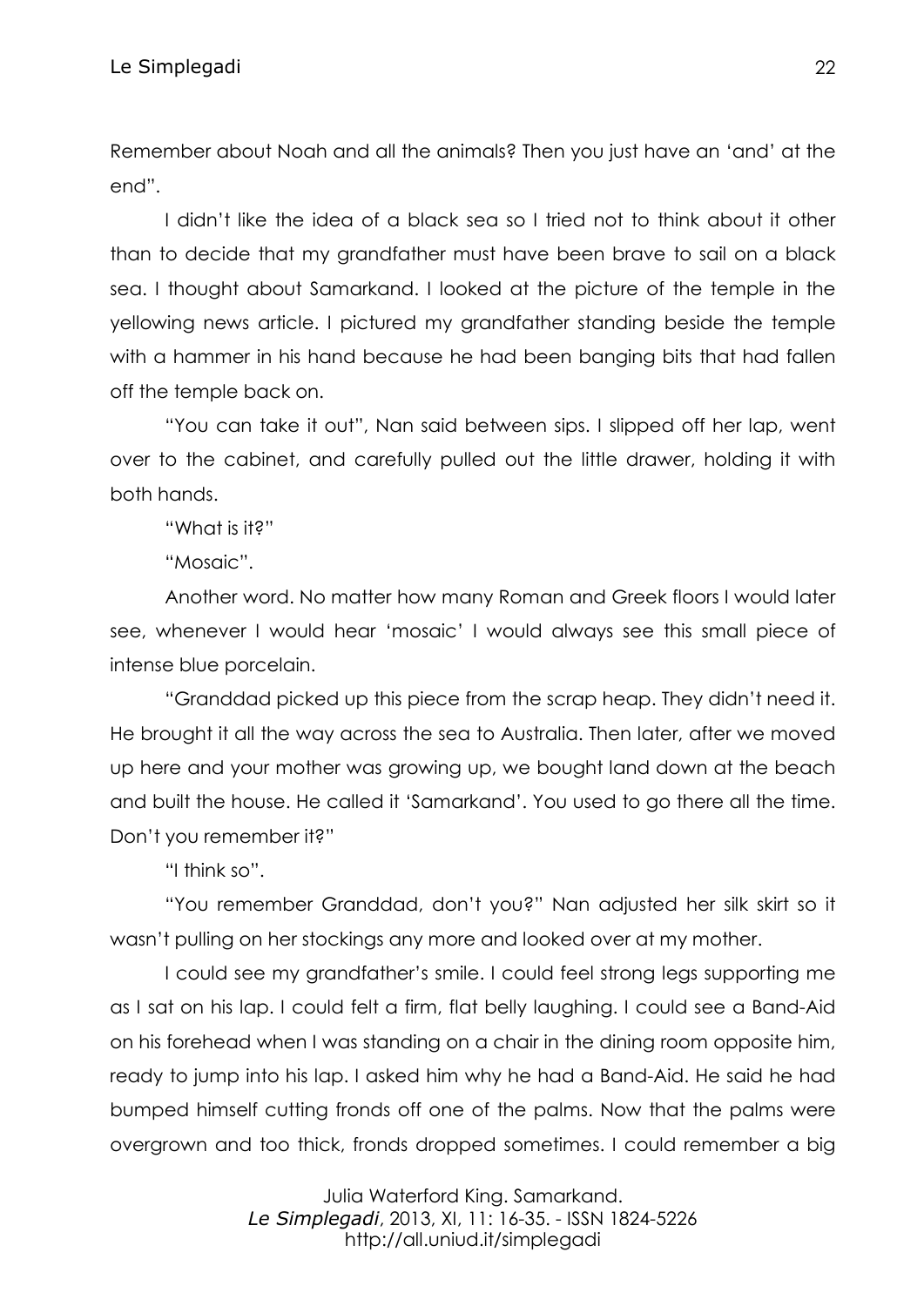Remember about Noah and all the animals? Then you just have an 'and' at the end".

I didn't like the idea of a black sea so I tried not to think about it other than to decide that my grandfather must have been brave to sail on a black sea. I thought about Samarkand. I looked at the picture of the temple in the yellowing news article. I pictured my grandfather standing beside the temple with a hammer in his hand because he had been banging bits that had fallen off the temple back on.

"You can take it out", Nan said between sips. I slipped off her lap, went over to the cabinet, and carefully pulled out the little drawer, holding it with both hands.

"What is it?"

"Mosaic".

Another word. No matter how many Roman and Greek floors I would later see, whenever I would hear 'mosaic' I would always see this small piece of intense blue porcelain.

"Granddad picked up this piece from the scrap heap. They didn't need it. He brought it all the way across the sea to Australia. Then later, after we moved up here and your mother was growing up, we bought land down at the beach and built the house. He called it 'Samarkand'. You used to go there all the time. Don't you remember it?"

"I think so".

"You remember Granddad, don't you?" Nan adjusted her silk skirt so it wasn't pulling on her stockings any more and looked over at my mother.

I could see my grandfather's smile. I could feel strong legs supporting me as I sat on his lap. I could felt a firm, flat belly laughing. I could see a Band-Aid on his forehead when I was standing on a chair in the dining room opposite him, ready to jump into his lap. I asked him why he had a Band-Aid. He said he had bumped himself cutting fronds off one of the palms. Now that the palms were overgrown and too thick, fronds dropped sometimes. I could remember a big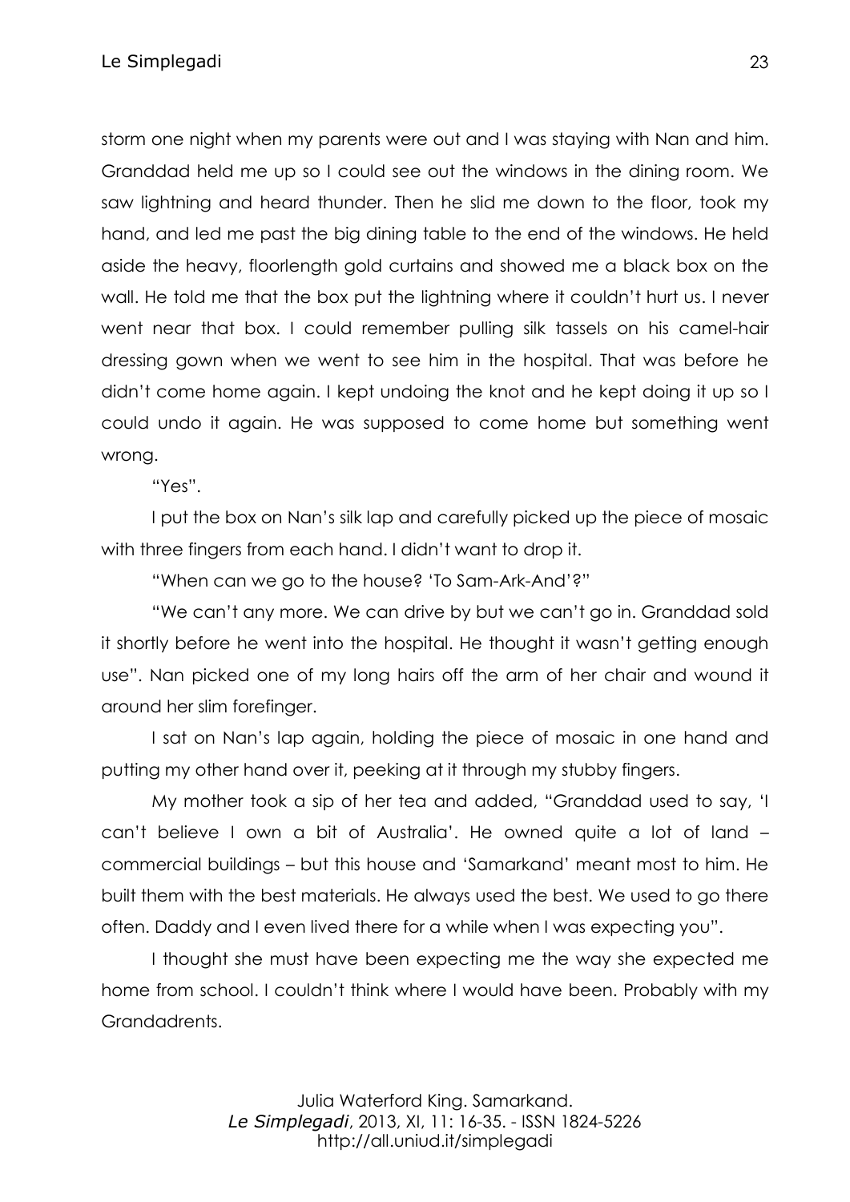storm one night when my parents were out and I was staying with Nan and him. Granddad held me up so I could see out the windows in the dining room. We saw lightning and heard thunder. Then he slid me down to the floor, took my hand, and led me past the big dining table to the end of the windows. He held aside the heavy, floorlength gold curtains and showed me a black box on the wall. He told me that the box put the lightning where it couldn't hurt us. I never went near that box. I could remember pulling silk tassels on his camel-hair dressing gown when we went to see him in the hospital. That was before he didn't come home again. I kept undoing the knot and he kept doing it up so I could undo it again. He was supposed to come home but something went wrong.

"Yes".

I put the box on Nan's silk lap and carefully picked up the piece of mosaic with three fingers from each hand. I didn't want to drop it.

"When can we go to the house? 'To Sam-Ark-And'?"

"We can't any more. We can drive by but we can't go in. Granddad sold it shortly before he went into the hospital. He thought it wasn't getting enough use". Nan picked one of my long hairs off the arm of her chair and wound it around her slim forefinger.

I sat on Nan's lap again, holding the piece of mosaic in one hand and putting my other hand over it, peeking at it through my stubby fingers.

My mother took a sip of her tea and added, "Granddad used to say, 'I can't believe I own a bit of Australia'. He owned quite a lot of land – commercial buildings – but this house and 'Samarkand' meant most to him. He built them with the best materials. He always used the best. We used to go there often. Daddy and I even lived there for a while when I was expecting you".

I thought she must have been expecting me the way she expected me home from school. I couldn't think where I would have been. Probably with my Grandadrents.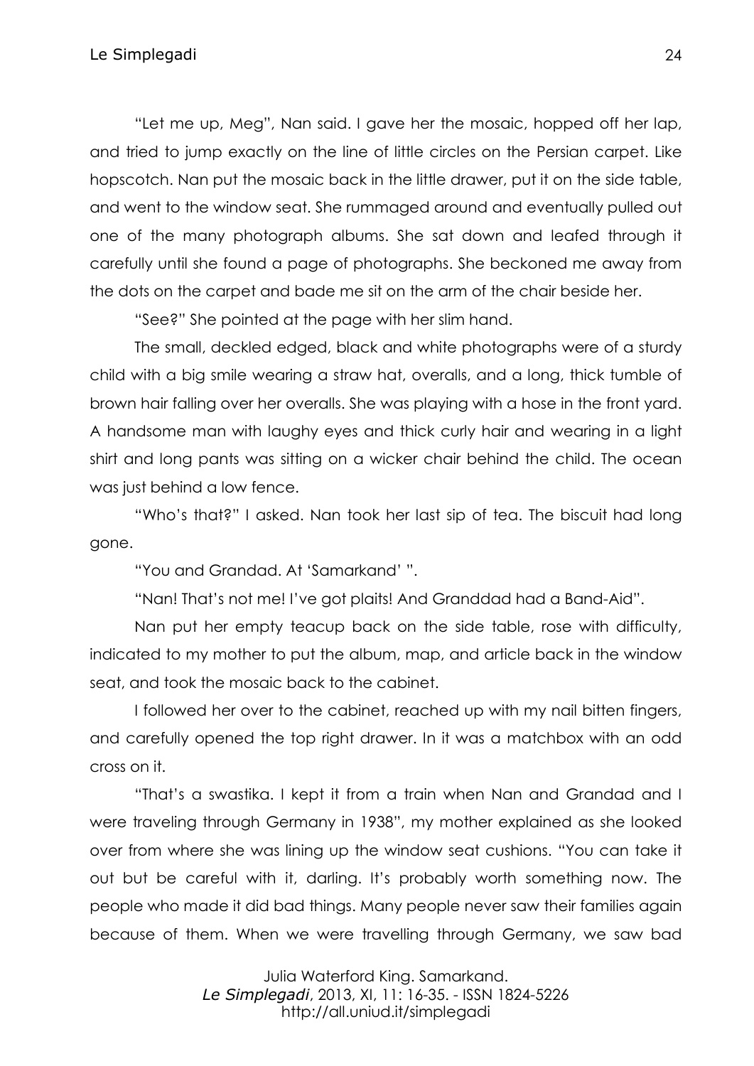"Let me up, Meg", Nan said. I gave her the mosaic, hopped off her lap, and tried to jump exactly on the line of little circles on the Persian carpet. Like hopscotch. Nan put the mosaic back in the little drawer, put it on the side table, and went to the window seat. She rummaged around and eventually pulled out one of the many photograph albums. She sat down and leafed through it carefully until she found a page of photographs. She beckoned me away from the dots on the carpet and bade me sit on the arm of the chair beside her.

"See?" She pointed at the page with her slim hand.

The small, deckled edged, black and white photographs were of a sturdy child with a big smile wearing a straw hat, overalls, and a long, thick tumble of brown hair falling over her overalls. She was playing with a hose in the front yard. A handsome man with laughy eyes and thick curly hair and wearing in a light shirt and long pants was sitting on a wicker chair behind the child. The ocean was just behind a low fence.

"Who's that?" I asked. Nan took her last sip of tea. The biscuit had long gone.

"You and Grandad. At 'Samarkand' ".

"Nan! That's not me! I've got plaits! And Granddad had a Band-Aid".

Nan put her empty teacup back on the side table, rose with difficulty, indicated to my mother to put the album, map, and article back in the window seat, and took the mosaic back to the cabinet.

I followed her over to the cabinet, reached up with my nail bitten fingers, and carefully opened the top right drawer. In it was a matchbox with an odd cross on it.

"That's a swastika. I kept it from a train when Nan and Grandad and I were traveling through Germany in 1938", my mother explained as she looked over from where she was lining up the window seat cushions. "You can take it out but be careful with it, darling. It's probably worth something now. The people who made it did bad things. Many people never saw their families again because of them. When we were travelling through Germany, we saw bad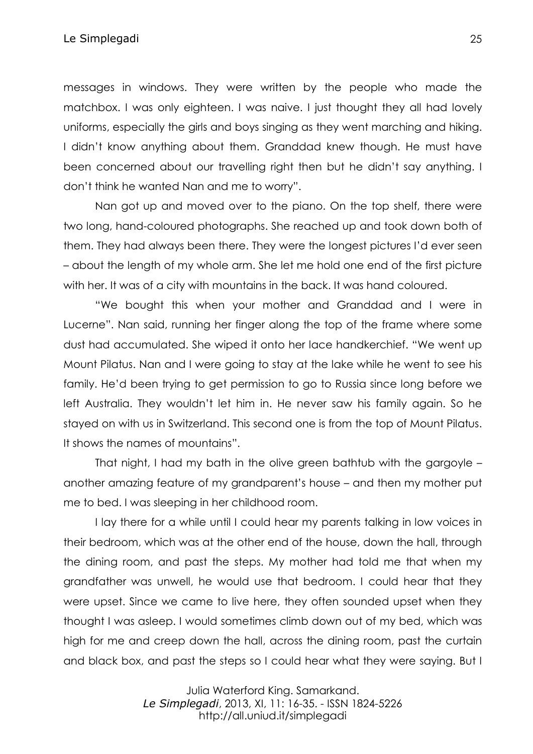messages in windows. They were written by the people who made the matchbox. I was only eighteen. I was naive. I just thought they all had lovely uniforms, especially the girls and boys singing as they went marching and hiking. I didn't know anything about them. Granddad knew though. He must have been concerned about our travelling right then but he didn't say anything. I don't think he wanted Nan and me to worry".

Nan got up and moved over to the piano. On the top shelf, there were two long, hand-coloured photographs. She reached up and took down both of them. They had always been there. They were the longest pictures I'd ever seen – about the length of my whole arm. She let me hold one end of the first picture with her. It was of a city with mountains in the back. It was hand coloured.

"We bought this when your mother and Granddad and I were in Lucerne". Nan said, running her finger along the top of the frame where some dust had accumulated. She wiped it onto her lace handkerchief. "We went up Mount Pilatus. Nan and I were going to stay at the lake while he went to see his family. He'd been trying to get permission to go to Russia since long before we left Australia. They wouldn't let him in. He never saw his family again. So he stayed on with us in Switzerland. This second one is from the top of Mount Pilatus. It shows the names of mountains".

That night, I had my bath in the olive green bathtub with the gargoyle – another amazing feature of my grandparent's house – and then my mother put me to bed. I was sleeping in her childhood room.

I lay there for a while until I could hear my parents talking in low voices in their bedroom, which was at the other end of the house, down the hall, through the dining room, and past the steps. My mother had told me that when my grandfather was unwell, he would use that bedroom. I could hear that they were upset. Since we came to live here, they often sounded upset when they thought I was asleep. I would sometimes climb down out of my bed, which was high for me and creep down the hall, across the dining room, past the curtain and black box, and past the steps so I could hear what they were saying. But I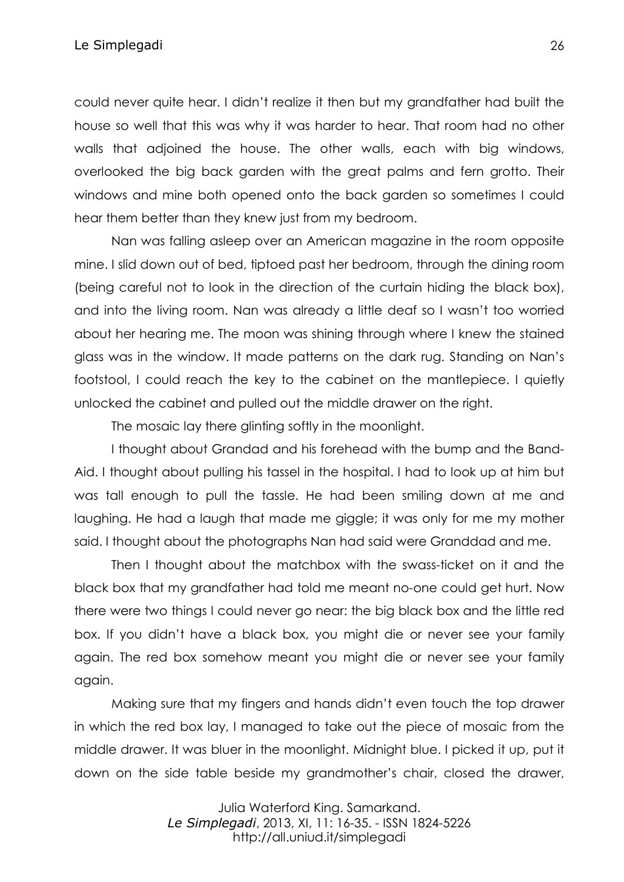could never quite hear. I didn't realize it then but my grandfather had built the house so well that this was why it was harder to hear. That room had no other walls that adjoined the house. The other walls, each with big windows, overlooked the big back garden with the great palms and fern grotto. Their windows and mine both opened onto the back garden so sometimes I could hear them better than they knew just from my bedroom.

Nan was falling asleep over an American magazine in the room opposite mine. I slid down out of bed, tiptoed past her bedroom, through the dining room (being careful not to look in the direction of the curtain hiding the black box), and into the living room. Nan was already a little deaf so I wasn't too worried about her hearing me. The moon was shining through where I knew the stained glass was in the window. It made patterns on the dark rug. Standing on Nan's footstool, I could reach the key to the cabinet on the mantlepiece. I quietly unlocked the cabinet and pulled out the middle drawer on the right.

The mosaic lay there glinting softly in the moonlight.

I thought about Grandad and his forehead with the bump and the Band-Aid. I thought about pulling his tassel in the hospital. I had to look up at him but was tall enough to pull the tassle. He had been smiling down at me and laughing. He had a laugh that made me giggle; it was only for me my mother said. I thought about the photographs Nan had said were Granddad and me.

Then I thought about the matchbox with the swass-ticket on it and the black box that my grandfather had told me meant no-one could get hurt. Now there were two things I could never go near: the big black box and the little red box. If you didn't have a black box, you might die or never see your family again. The red box somehow meant you might die or never see your family again.

Making sure that my fingers and hands didn't even touch the top drawer in which the red box lay, I managed to take out the piece of mosaic from the middle drawer. It was bluer in the moonlight. Midnight blue. I picked it up, put it down on the side table beside my grandmother's chair, closed the drawer,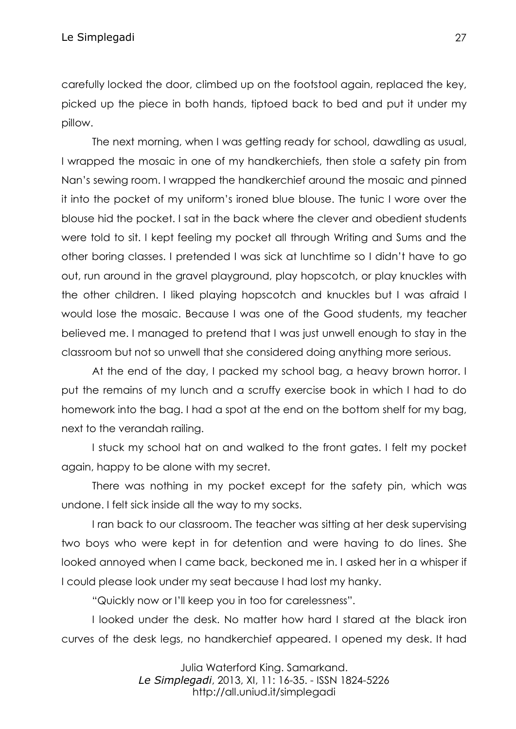carefully locked the door, climbed up on the footstool again, replaced the key, picked up the piece in both hands, tiptoed back to bed and put it under my pillow.

The next morning, when I was getting ready for school, dawdling as usual, I wrapped the mosaic in one of my handkerchiefs, then stole a safety pin from Nan's sewing room. I wrapped the handkerchief around the mosaic and pinned it into the pocket of my uniform's ironed blue blouse. The tunic I wore over the blouse hid the pocket. I sat in the back where the clever and obedient students were told to sit. I kept feeling my pocket all through Writing and Sums and the other boring classes. I pretended I was sick at lunchtime so I didn't have to go out, run around in the gravel playground, play hopscotch, or play knuckles with the other children. I liked playing hopscotch and knuckles but I was afraid I would lose the mosaic. Because I was one of the Good students, my teacher believed me. I managed to pretend that I was just unwell enough to stay in the classroom but not so unwell that she considered doing anything more serious.

At the end of the day, I packed my school bag, a heavy brown horror. I put the remains of my lunch and a scruffy exercise book in which I had to do homework into the bag. I had a spot at the end on the bottom shelf for my bag, next to the verandah railing.

I stuck my school hat on and walked to the front gates. I felt my pocket again, happy to be alone with my secret.

There was nothing in my pocket except for the safety pin, which was undone. I felt sick inside all the way to my socks.

I ran back to our classroom. The teacher was sitting at her desk supervising two boys who were kept in for detention and were having to do lines. She looked annoyed when I came back, beckoned me in. I asked her in a whisper if I could please look under my seat because I had lost my hanky.

"Quickly now or I'll keep you in too for carelessness".

I looked under the desk. No matter how hard I stared at the black iron curves of the desk legs, no handkerchief appeared. I opened my desk. It had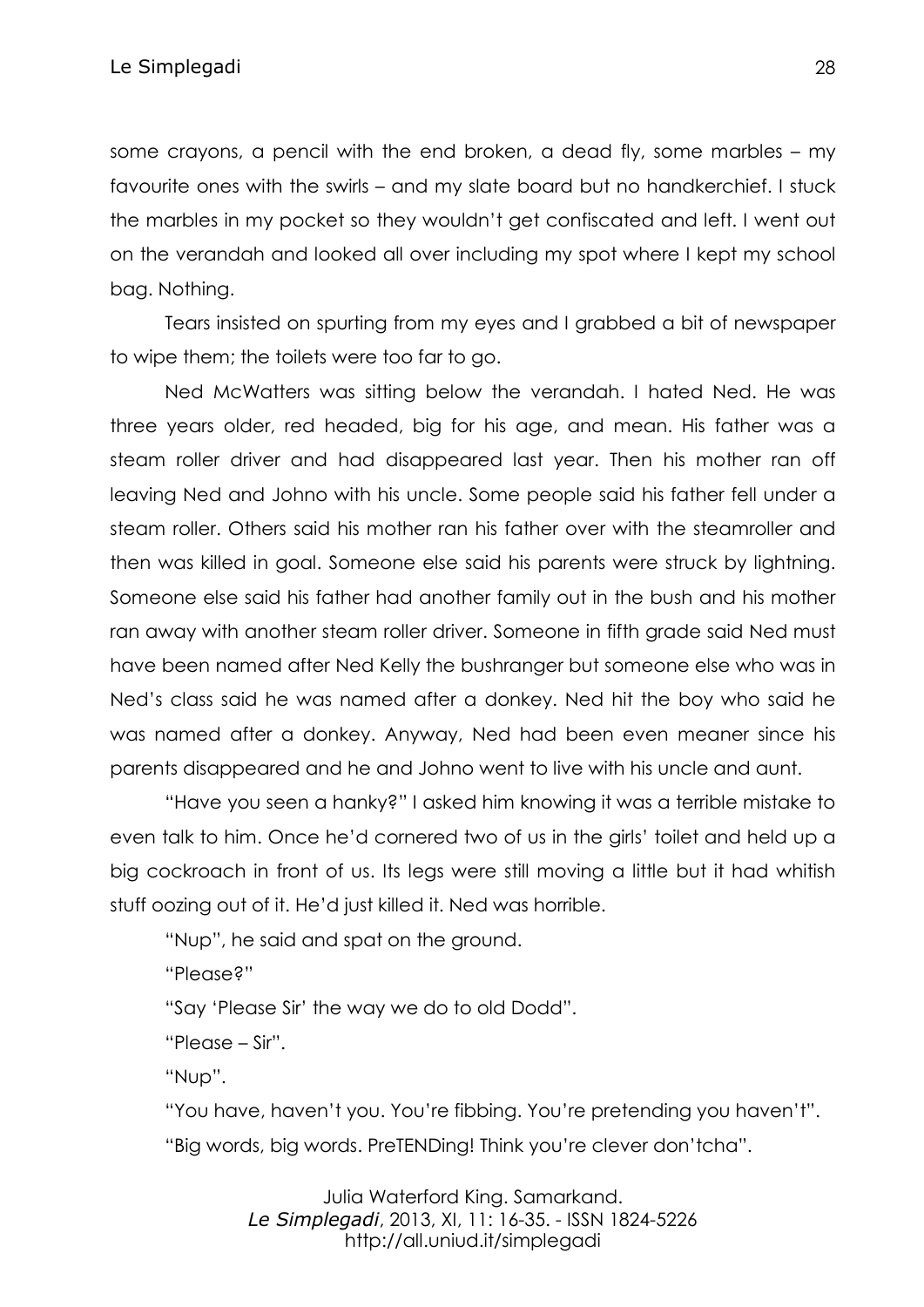some crayons, a pencil with the end broken, a dead fly, some marbles – my favourite ones with the swirls – and my slate board but no handkerchief. I stuck the marbles in my pocket so they wouldn't get confiscated and left. I went out on the verandah and looked all over including my spot where I kept my school bag. Nothing.

Tears insisted on spurting from my eyes and I grabbed a bit of newspaper to wipe them; the toilets were too far to go.

Ned McWatters was sitting below the verandah. I hated Ned. He was three years older, red headed, big for his age, and mean. His father was a steam roller driver and had disappeared last year. Then his mother ran off leaving Ned and Johno with his uncle. Some people said his father fell under a steam roller. Others said his mother ran his father over with the steamroller and then was killed in goal. Someone else said his parents were struck by lightning. Someone else said his father had another family out in the bush and his mother ran away with another steam roller driver. Someone in fifth grade said Ned must have been named after Ned Kelly the bushranger but someone else who was in Ned's class said he was named after a donkey. Ned hit the boy who said he was named after a donkey. Anyway, Ned had been even meaner since his parents disappeared and he and Johno went to live with his uncle and aunt.

"Have you seen a hanky?" I asked him knowing it was a terrible mistake to even talk to him. Once he'd cornered two of us in the girls' toilet and held up a big cockroach in front of us. Its legs were still moving a little but it had whitish stuff oozing out of it. He'd just killed it. Ned was horrible.

"Nup", he said and spat on the ground.

"Please?"

"Say 'Please Sir' the way we do to old Dodd".

"Please – Sir".

"Nup".

"You have, haven't you. You're fibbing. You're pretending you haven't".

"Big words, big words. PreTENDing! Think you're clever don'tcha".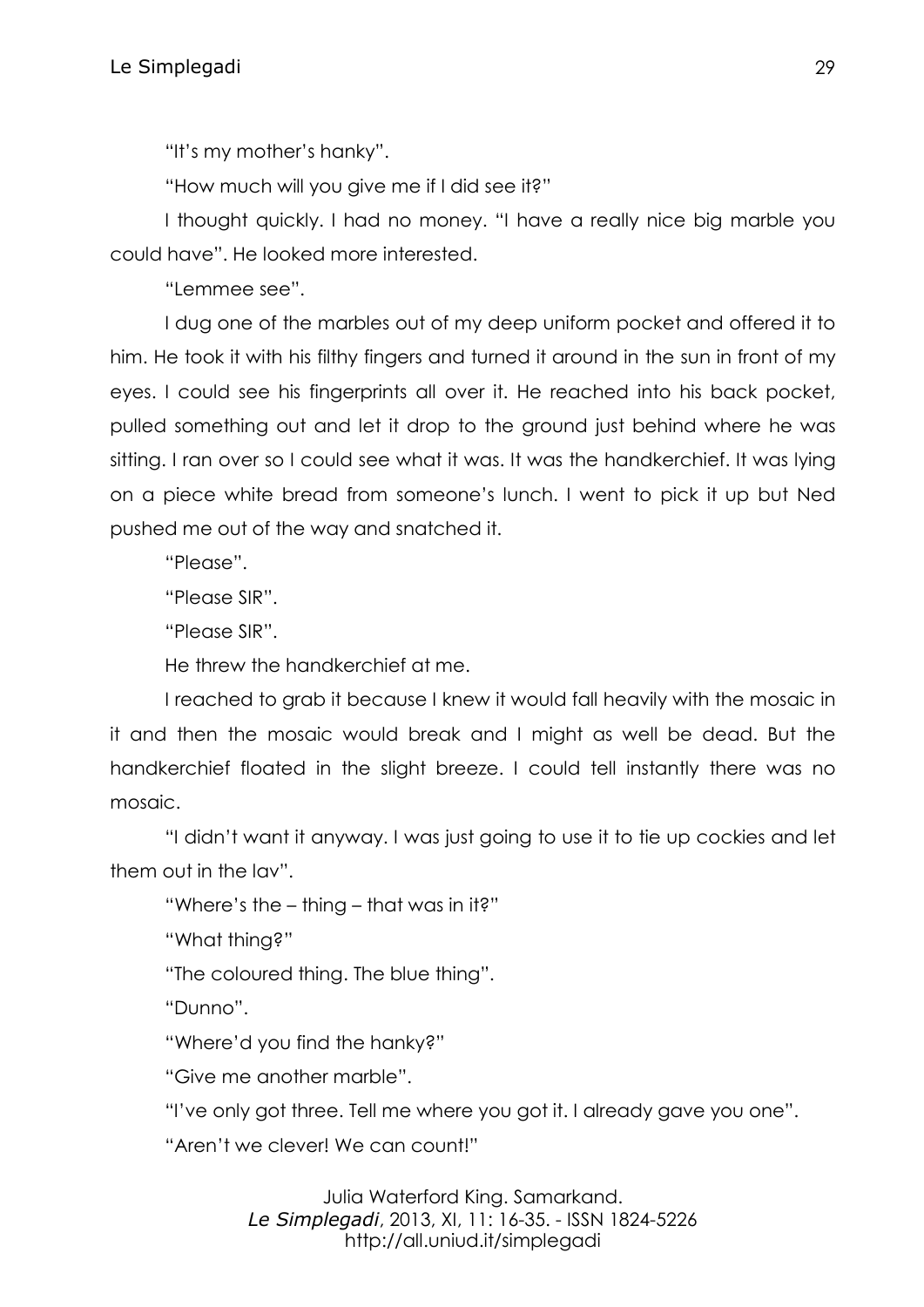"It's my mother's hanky".

"How much will you give me if I did see it?"

I thought quickly. I had no money. "I have a really nice big marble you could have". He looked more interested.

"Lemmee see".

I dug one of the marbles out of my deep uniform pocket and offered it to him. He took it with his filthy fingers and turned it around in the sun in front of my eyes. I could see his fingerprints all over it. He reached into his back pocket, pulled something out and let it drop to the ground just behind where he was sitting. I ran over so I could see what it was. It was the handkerchief. It was lying on a piece white bread from someone's lunch. I went to pick it up but Ned pushed me out of the way and snatched it.

"Please".

"Please SIR".

"Please SIR".

He threw the handkerchief at me.

I reached to grab it because I knew it would fall heavily with the mosaic in it and then the mosaic would break and I might as well be dead. But the handkerchief floated in the slight breeze. I could tell instantly there was no mosaic.

"I didn't want it anyway. I was just going to use it to tie up cockies and let them out in the lav".

"Where's the – thing – that was in it?"

"What thing?"

"The coloured thing. The blue thing".

"Dunno".

"Where'd you find the hanky?"

"Give me another marble".

"I've only got three. Tell me where you got it. I already gave you one".

"Aren't we clever! We can count!"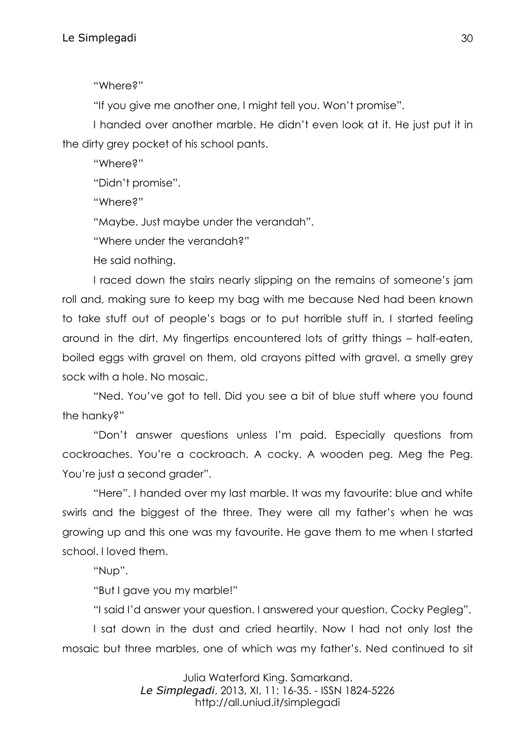"Where?"

"If you give me another one, I might tell you. Won't promise".

I handed over another marble. He didn't even look at it. He just put it in the dirty grey pocket of his school pants.

"Where?"

"Didn't promise".

"Where?"

"Maybe. Just maybe under the verandah".

"Where under the verandah?"

He said nothing.

I raced down the stairs nearly slipping on the remains of someone's jam roll and, making sure to keep my bag with me because Ned had been known to take stuff out of people's bags or to put horrible stuff in, I started feeling around in the dirt. My fingertips encountered lots of gritty things – half-eaten, boiled eggs with gravel on them, old crayons pitted with gravel, a smelly grey sock with a hole. No mosaic.

"Ned. You've got to tell. Did you see a bit of blue stuff where you found the hanky?"

"Don't answer questions unless I'm paid. Especially questions from cockroaches. You're a cockroach. A cocky. A wooden peg. Meg the Peg. You're just a second grader".

"Here". I handed over my last marble. It was my favourite: blue and white swirls and the biggest of the three. They were all my father's when he was growing up and this one was my favourite. He gave them to me when I started school. I loved them.

"Nup".

"But I gave you my marble!"

"I said I'd answer your question. I answered your question, Cocky Pegleg".

I sat down in the dust and cried heartily. Now I had not only lost the mosaic but three marbles, one of which was my father's. Ned continued to sit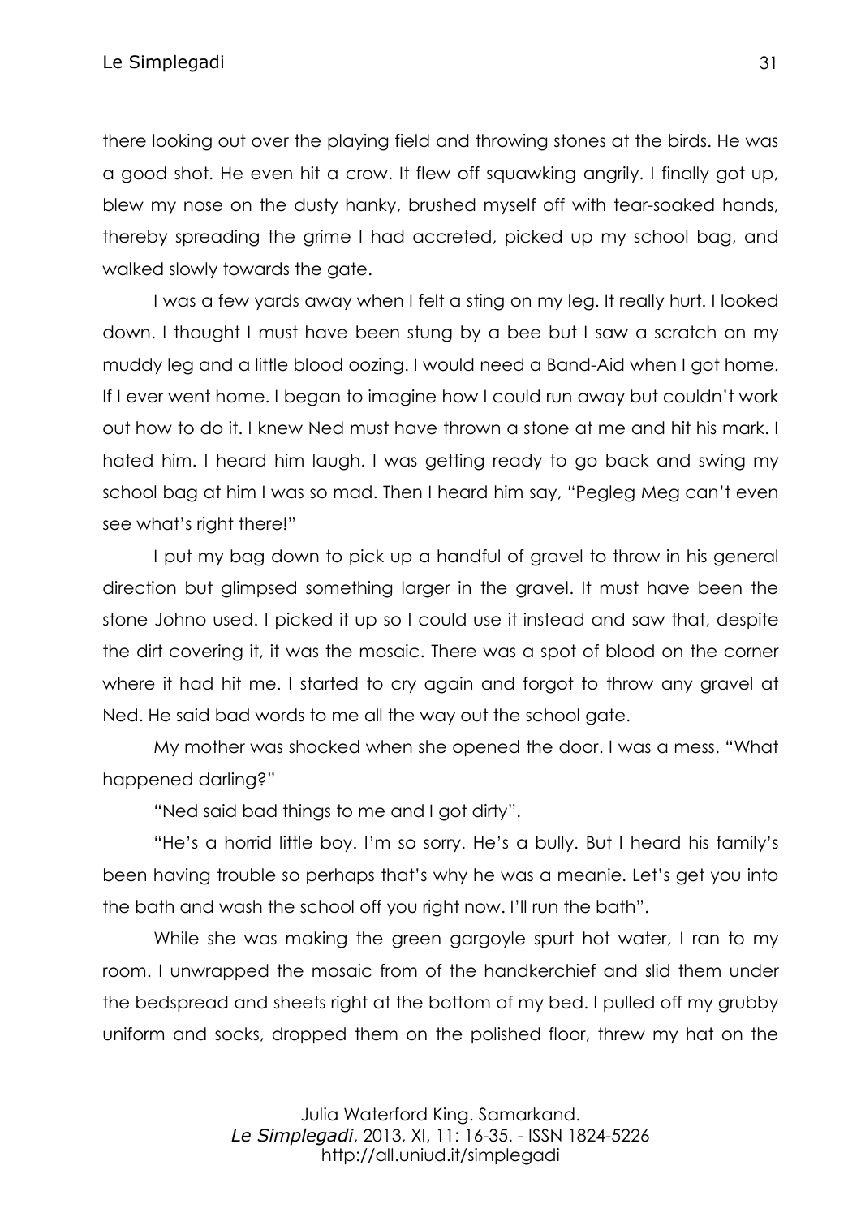there looking out over the playing field and throwing stones at the birds. He was a good shot. He even hit a crow. It flew off squawking angrily. I finally got up, blew my nose on the dusty hanky, brushed myself off with tear-soaked hands, thereby spreading the grime I had accreted, picked up my school bag, and walked slowly towards the gate.

I was a few yards away when I felt a sting on my leg. It really hurt. I looked down. I thought I must have been stung by a bee but I saw a scratch on my muddy leg and a little blood oozing. I would need a Band-Aid when I got home. If I ever went home. I began to imagine how I could run away but couldn't work out how to do it. I knew Ned must have thrown a stone at me and hit his mark. I hated him. I heard him laugh. I was getting ready to go back and swing my school bag at him I was so mad. Then I heard him say, "Pegleg Meg can't even see what's right there!"

I put my bag down to pick up a handful of gravel to throw in his general direction but glimpsed something larger in the gravel. It must have been the stone Johno used. I picked it up so I could use it instead and saw that, despite the dirt covering it, it was the mosaic. There was a spot of blood on the corner where it had hit me. I started to cry again and forgot to throw any gravel at Ned. He said bad words to me all the way out the school gate.

My mother was shocked when she opened the door. I was a mess. "What happened darling?"

"Ned said bad things to me and I got dirty".

"He's a horrid little boy. I'm so sorry. He's a bully. But I heard his family's been having trouble so perhaps that's why he was a meanie. Let's get you into the bath and wash the school off you right now. I'll run the bath".

While she was making the green gargoyle spurt hot water, I ran to my room. I unwrapped the mosaic from of the handkerchief and slid them under the bedspread and sheets right at the bottom of my bed. I pulled off my grubby uniform and socks, dropped them on the polished floor, threw my hat on the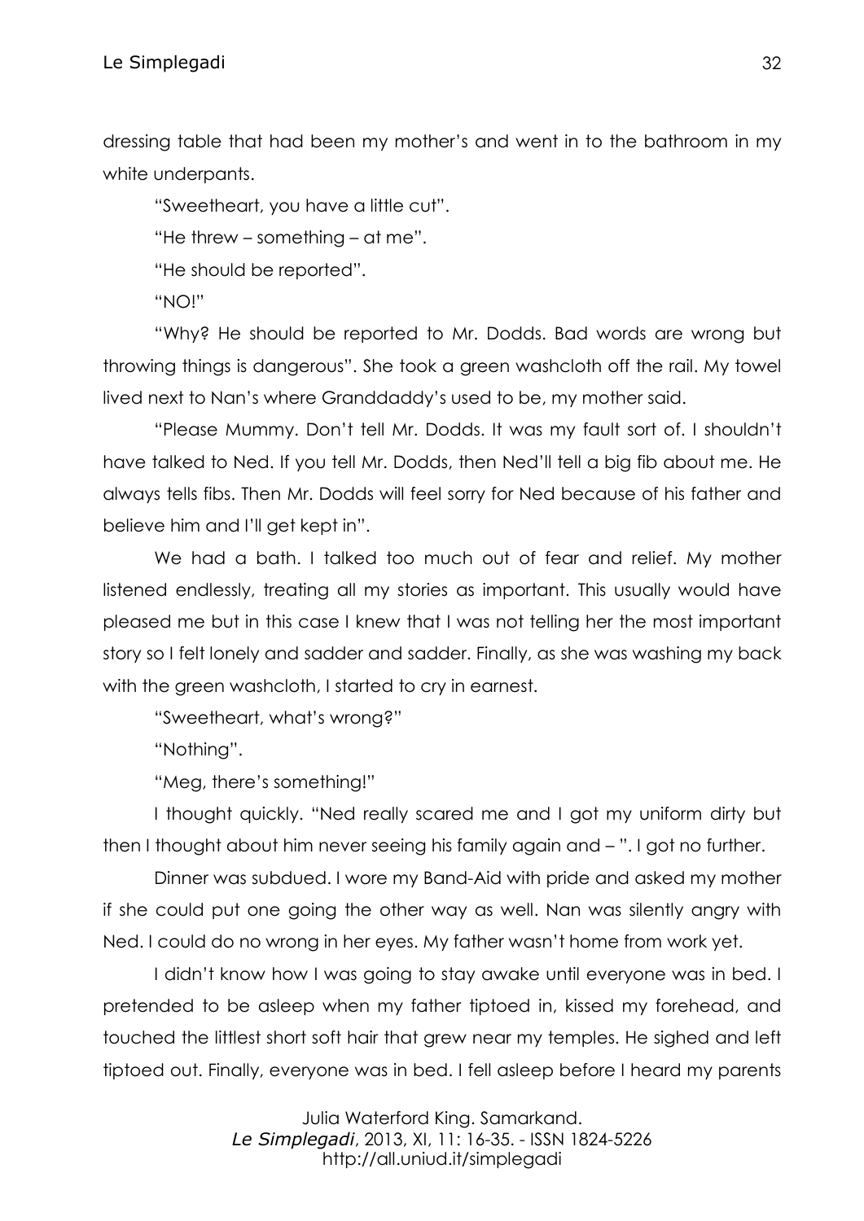dressing table that had been my mother's and went in to the bathroom in my white underpants.

"Sweetheart, you have a little cut".

"He threw – something – at me".

"He should be reported".

"NO!"

"Why? He should be reported to Mr. Dodds. Bad words are wrong but throwing things is dangerous". She took a green washcloth off the rail. My towel lived next to Nan's where Granddaddy's used to be, my mother said.

"Please Mummy. Don't tell Mr. Dodds. It was my fault sort of. I shouldn't have talked to Ned. If you tell Mr. Dodds, then Ned'll tell a big fib about me. He always tells fibs. Then Mr. Dodds will feel sorry for Ned because of his father and believe him and I'll get kept in".

We had a bath. I talked too much out of fear and relief. My mother listened endlessly, treating all my stories as important. This usually would have pleased me but in this case I knew that I was not telling her the most important story so I felt lonely and sadder and sadder. Finally, as she was washing my back with the green washcloth, I started to cry in earnest.

"Sweetheart, what's wrong?"

"Nothing".

"Meg, there's something!"

I thought quickly. "Ned really scared me and I got my uniform dirty but then I thought about him never seeing his family again and – ". I got no further.

Dinner was subdued. I wore my Band-Aid with pride and asked my mother if she could put one going the other way as well. Nan was silently angry with Ned. I could do no wrong in her eyes. My father wasn't home from work yet.

I didn't know how I was going to stay awake until everyone was in bed. I pretended to be asleep when my father tiptoed in, kissed my forehead, and touched the littlest short soft hair that grew near my temples. He sighed and left tiptoed out. Finally, everyone was in bed. I fell asleep before I heard my parents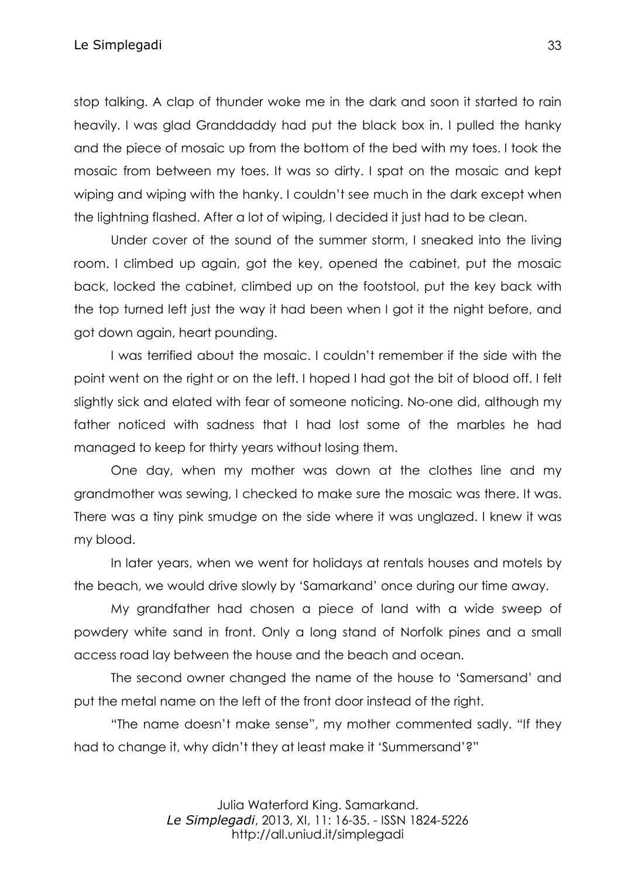stop talking. A clap of thunder woke me in the dark and soon it started to rain heavily. I was glad Granddaddy had put the black box in. I pulled the hanky and the piece of mosaic up from the bottom of the bed with my toes. I took the mosaic from between my toes. It was so dirty. I spat on the mosaic and kept wiping and wiping with the hanky. I couldn't see much in the dark except when the lightning flashed. After a lot of wiping, I decided it just had to be clean.

Under cover of the sound of the summer storm, I sneaked into the living room. I climbed up again, got the key, opened the cabinet, put the mosaic back, locked the cabinet, climbed up on the footstool, put the key back with the top turned left just the way it had been when I got it the night before, and got down again, heart pounding.

I was terrified about the mosaic. I couldn't remember if the side with the point went on the right or on the left. I hoped I had got the bit of blood off. I felt slightly sick and elated with fear of someone noticing. No-one did, although my father noticed with sadness that I had lost some of the marbles he had managed to keep for thirty years without losing them.

One day, when my mother was down at the clothes line and my grandmother was sewing, I checked to make sure the mosaic was there. It was. There was a tiny pink smudge on the side where it was unglazed. I knew it was my blood.

In later years, when we went for holidays at rentals houses and motels by the beach, we would drive slowly by 'Samarkand' once during our time away.

My grandfather had chosen a piece of land with a wide sweep of powdery white sand in front. Only a long stand of Norfolk pines and a small access road lay between the house and the beach and ocean.

The second owner changed the name of the house to 'Samersand' and put the metal name on the left of the front door instead of the right.

"The name doesn't make sense", my mother commented sadly. "If they had to change it, why didn't they at least make it 'Summersand'?"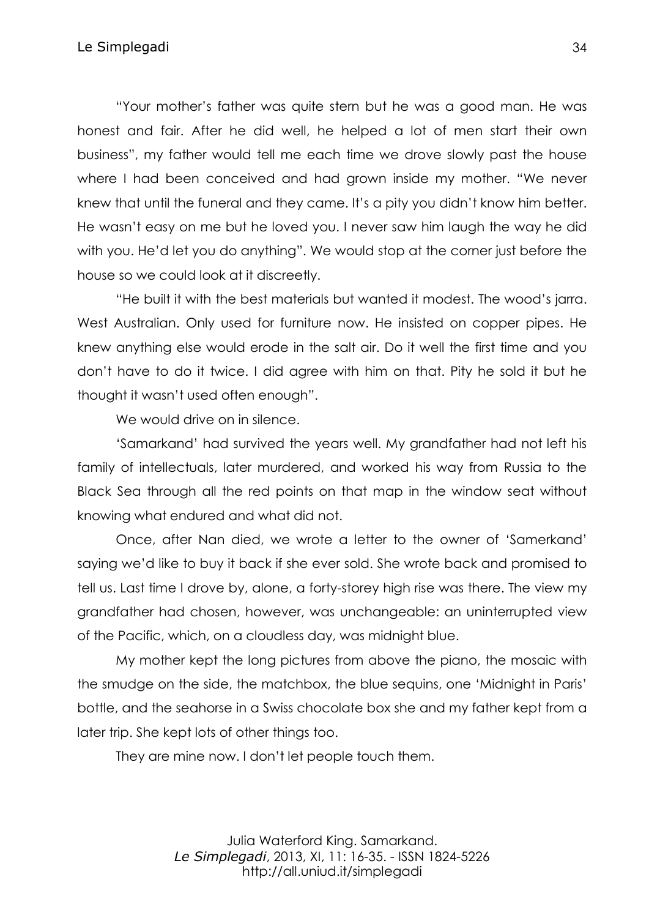"Your mother's father was quite stern but he was a good man. He was honest and fair. After he did well, he helped a lot of men start their own business", my father would tell me each time we drove slowly past the house where I had been conceived and had grown inside my mother. "We never knew that until the funeral and they came. It's a pity you didn't know him better. He wasn't easy on me but he loved you. I never saw him laugh the way he did with you. He'd let you do anything". We would stop at the corner just before the house so we could look at it discreetly.

"He built it with the best materials but wanted it modest. The wood's jarra. West Australian. Only used for furniture now. He insisted on copper pipes. He knew anything else would erode in the salt air. Do it well the first time and you don't have to do it twice. I did agree with him on that. Pity he sold it but he thought it wasn't used often enough".

We would drive on in silence.

'Samarkand' had survived the years well. My grandfather had not left his family of intellectuals, later murdered, and worked his way from Russia to the Black Sea through all the red points on that map in the window seat without knowing what endured and what did not.

Once, after Nan died, we wrote a letter to the owner of 'Samerkand' saying we'd like to buy it back if she ever sold. She wrote back and promised to tell us. Last time I drove by, alone, a forty-storey high rise was there. The view my grandfather had chosen, however, was unchangeable: an uninterrupted view of the Pacific, which, on a cloudless day, was midnight blue.

My mother kept the long pictures from above the piano, the mosaic with the smudge on the side, the matchbox, the blue sequins, one 'Midnight in Paris' bottle, and the seahorse in a Swiss chocolate box she and my father kept from a later trip. She kept lots of other things too.

They are mine now. I don't let people touch them.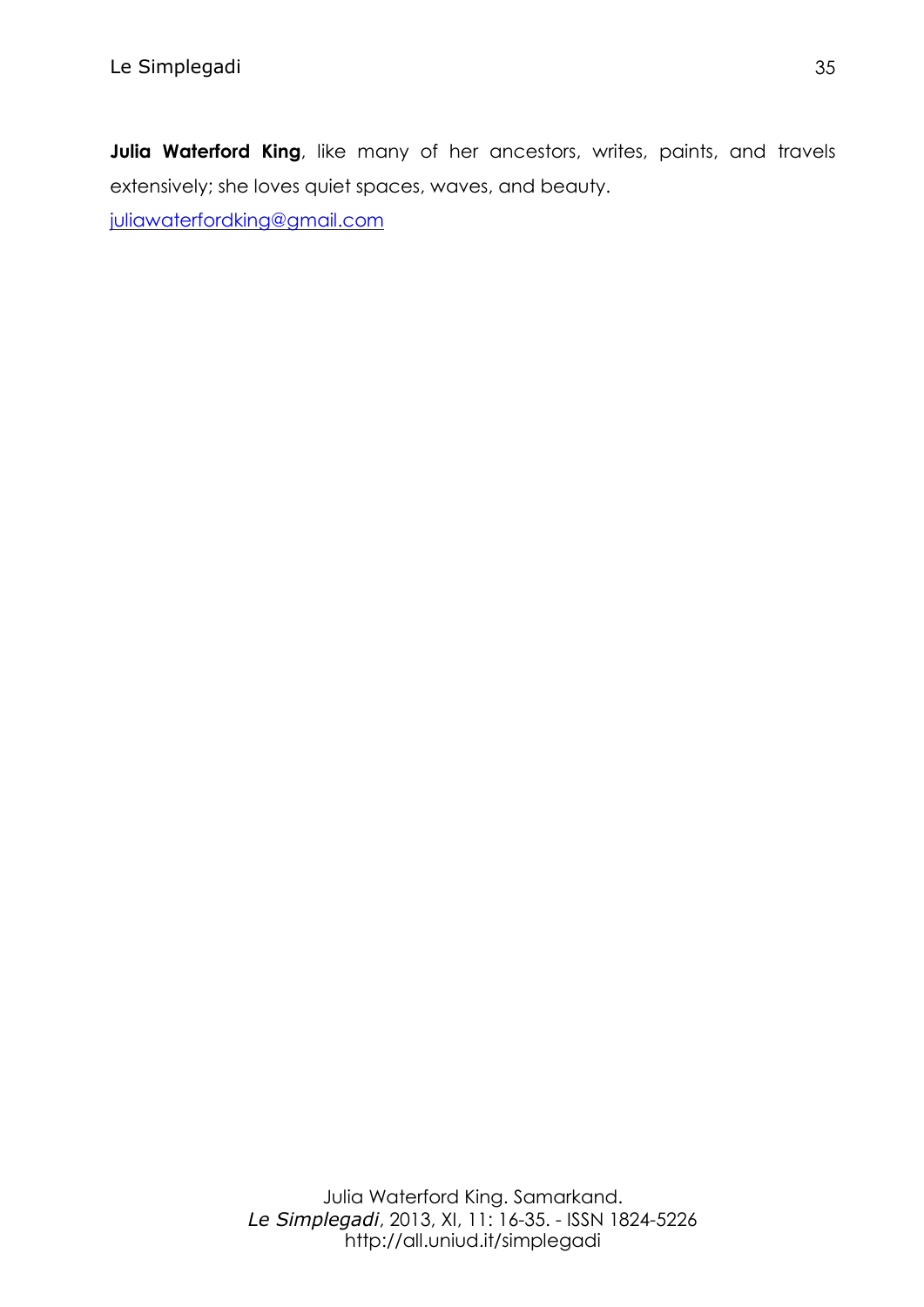**Julia Waterford King**, like many of her ancestors, writes, paints, and travels extensively; she loves quiet spaces, waves, and beauty.

juliawaterfordking@gmail.com